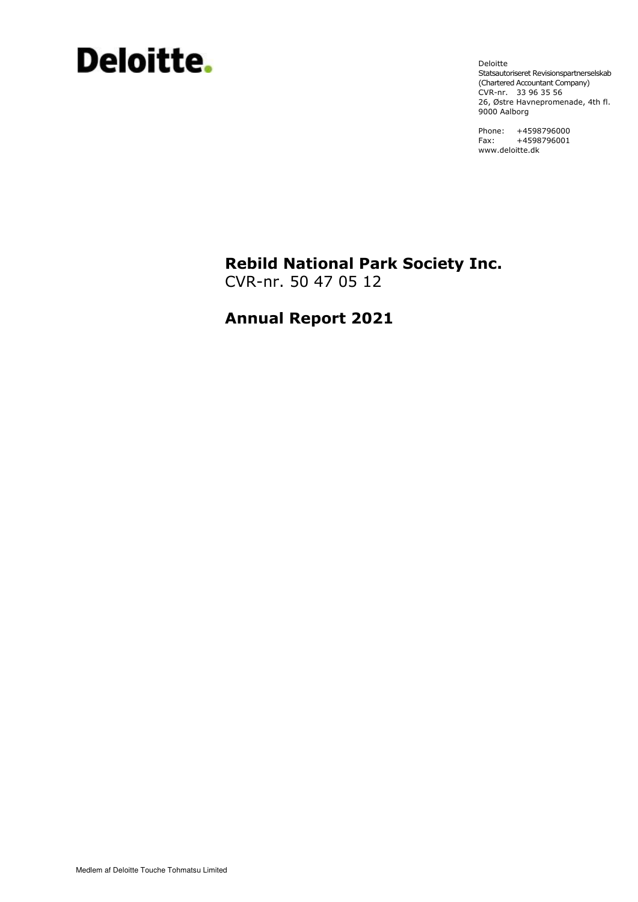Deloitte.

Deloitte
Statsautoriseret Revisionspartnerselskab
(Chartered Accountant Company)
CVR-nr. 33 96 35 56
26, Østre Havnepromenade, 4th fl.
9000 Aalborg

Phone: +4598796000
Fax: +4598796001
www.deloitte.dk

# Rebild National Park Society Inc.

CVR-nr. 50 47 05 12

# Annual Report 2021

Medlem af Deloitte Touche Tohmatsu Limited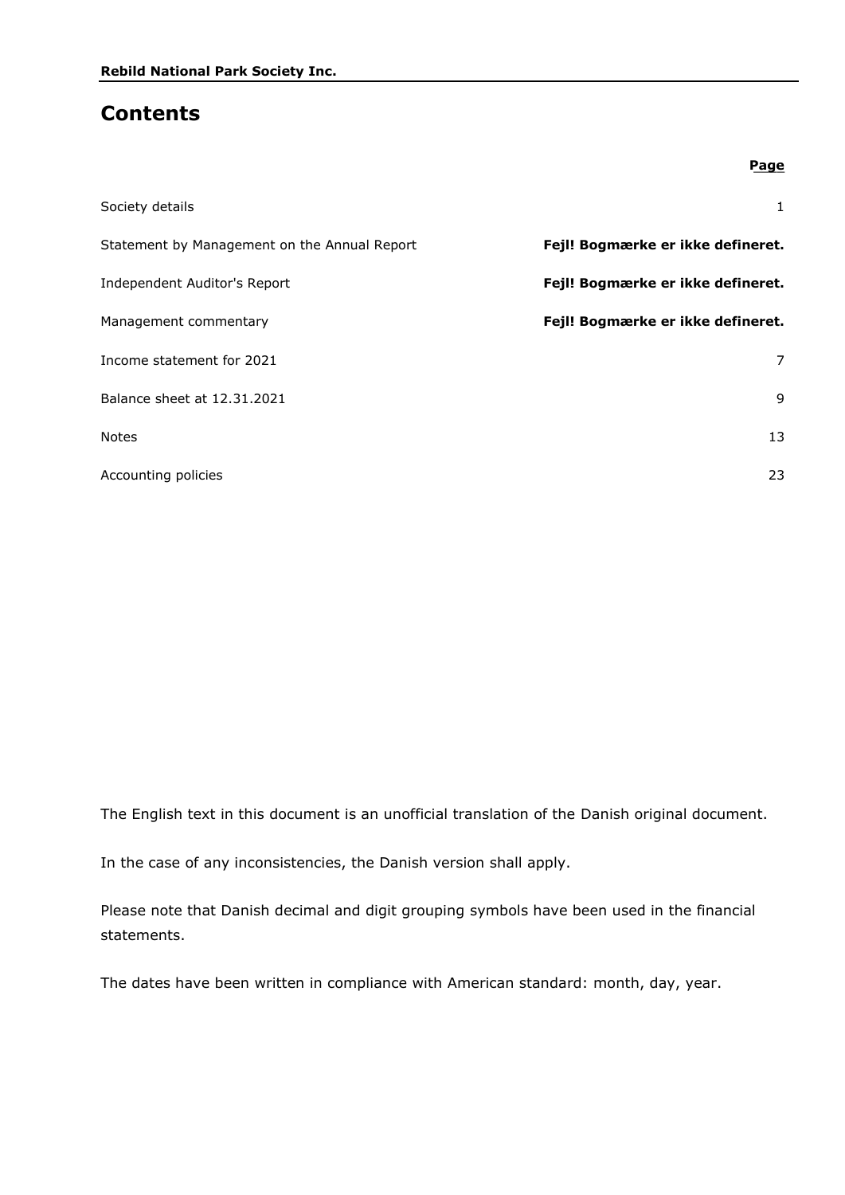# Contents

| | Page |
|---|---|
| Society details | 1 |
| Statement by Management on the Annual Report | **Fejl! Bogmærke er ikke defineret.** |
| Independent Auditor's Report | **Fejl! Bogmærke er ikke defineret.** |
| Management commentary | **Fejl! Bogmærke er ikke defineret.** |
| Income statement for 2021 | 7 |
| Balance sheet at 12.31.2021 | 9 |
| Notes | 13 |
| Accounting policies | 23 |

The English text in this document is an unofficial translation of the Danish original document.

In the case of any inconsistencies, the Danish version shall apply.

Please note that Danish decimal and digit grouping symbols have been used in the financial statements.

The dates have been written in compliance with American standard: month, day, year.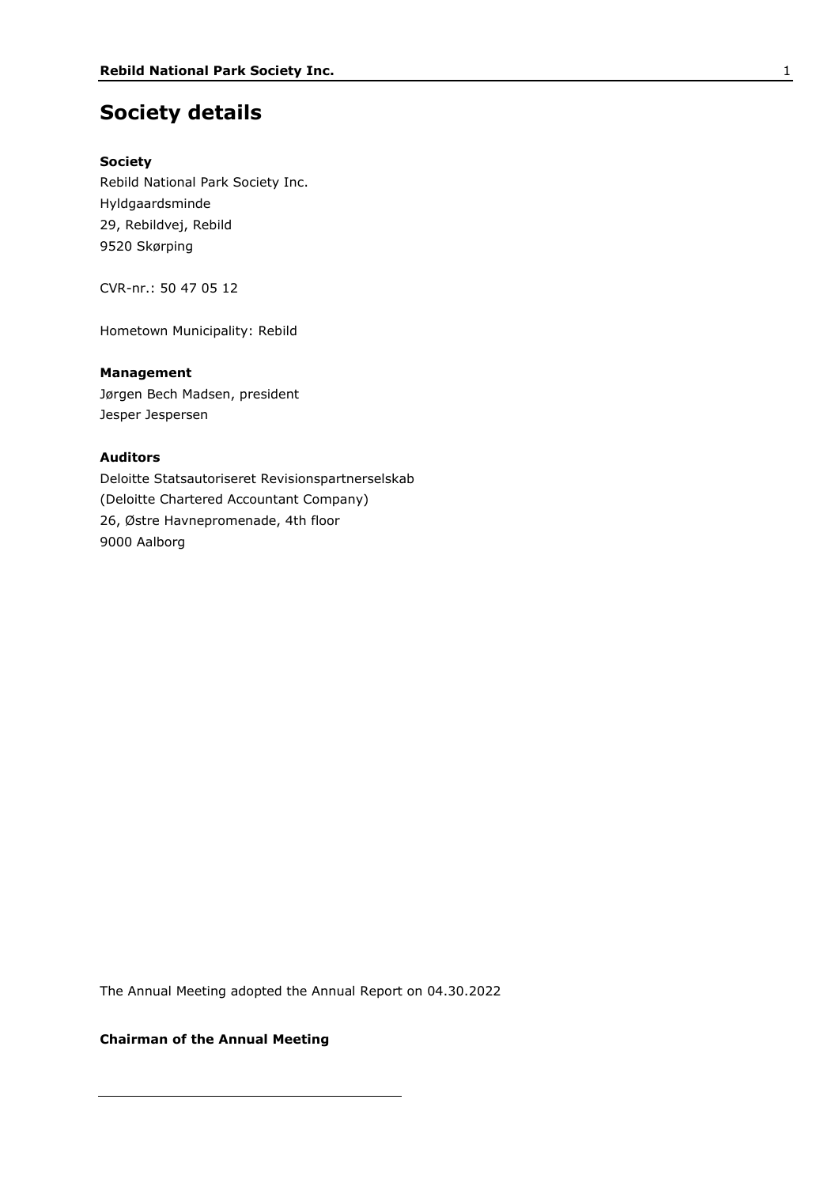# Society details

**Society**

Rebild National Park Society Inc.
Hyldgaardsminde
29, Rebildvej, Rebild
9520 Skørping

CVR-nr.: 50 47 05 12

Hometown Municipality: Rebild

**Management**

Jørgen Bech Madsen, president
Jesper Jespersen

**Auditors**

Deloitte Statsautoriseret Revisionspartnerselskab
(Deloitte Chartered Accountant Company)
26, Østre Havnepromenade, 4th floor
9000 Aalborg

The Annual Meeting adopted the Annual Report on 04.30.2022

**Chairman of the Annual Meeting**

\_\_\_\_\_\_\_\_\_\_\_\_\_\_\_\_\_\_\_\_\_\_\_\_\_\_\_\_\_\_\_\_\_\_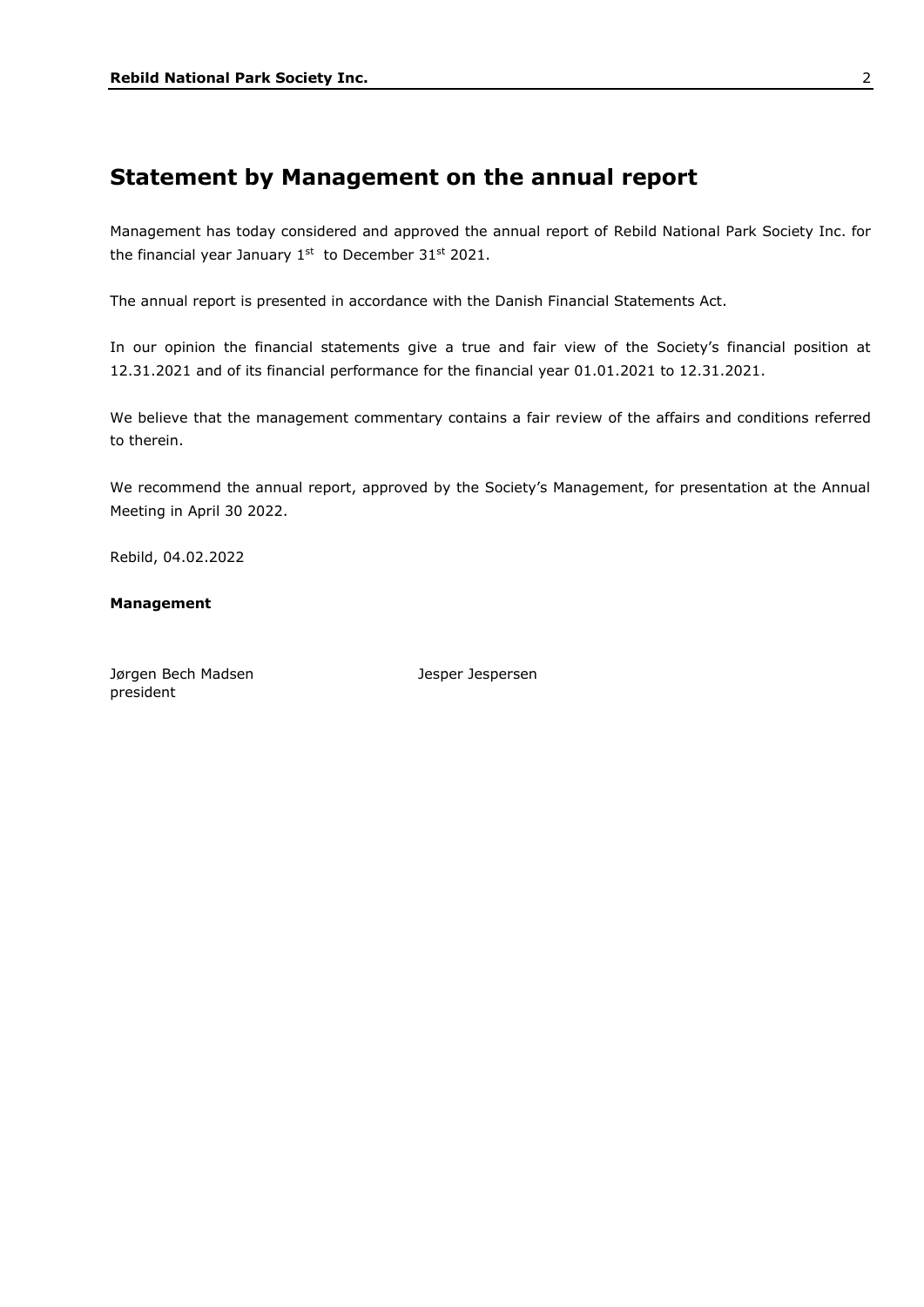# Statement by Management on the annual report

Management has today considered and approved the annual report of Rebild National Park Society Inc. for the financial year January 1st to December 31st 2021.

The annual report is presented in accordance with the Danish Financial Statements Act.

In our opinion the financial statements give a true and fair view of the Society's financial position at 12.31.2021 and of its financial performance for the financial year 01.01.2021 to 12.31.2021.

We believe that the management commentary contains a fair review of the affairs and conditions referred to therein.

We recommend the annual report, approved by the Society's Management, for presentation at the Annual Meeting in April 30 2022.

Rebild, 04.02.2022

**Management**

Jørgen Bech Madsen
president

Jesper Jespersen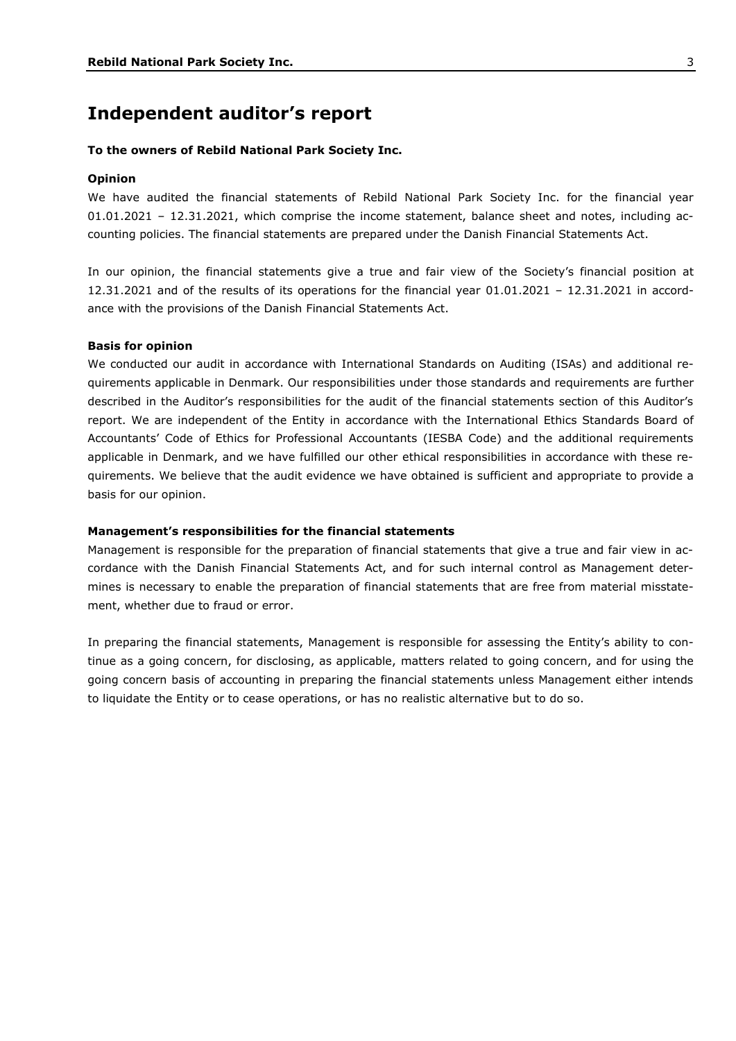# Independent auditor's report

**To the owners of Rebild National Park Society Inc.**

**Opinion**

We have audited the financial statements of Rebild National Park Society Inc. for the financial year 01.01.2021 – 12.31.2021, which comprise the income statement, balance sheet and notes, including accounting policies. The financial statements are prepared under the Danish Financial Statements Act.

In our opinion, the financial statements give a true and fair view of the Society's financial position at 12.31.2021 and of the results of its operations for the financial year 01.01.2021 – 12.31.2021 in accordance with the provisions of the Danish Financial Statements Act.

**Basis for opinion**

We conducted our audit in accordance with International Standards on Auditing (ISAs) and additional requirements applicable in Denmark. Our responsibilities under those standards and requirements are further described in the Auditor's responsibilities for the audit of the financial statements section of this Auditor's report. We are independent of the Entity in accordance with the International Ethics Standards Board of Accountants' Code of Ethics for Professional Accountants (IESBA Code) and the additional requirements applicable in Denmark, and we have fulfilled our other ethical responsibilities in accordance with these requirements. We believe that the audit evidence we have obtained is sufficient and appropriate to provide a basis for our opinion.

**Management's responsibilities for the financial statements**

Management is responsible for the preparation of financial statements that give a true and fair view in accordance with the Danish Financial Statements Act, and for such internal control as Management determines is necessary to enable the preparation of financial statements that are free from material misstatement, whether due to fraud or error.

In preparing the financial statements, Management is responsible for assessing the Entity's ability to continue as a going concern, for disclosing, as applicable, matters related to going concern, and for using the going concern basis of accounting in preparing the financial statements unless Management either intends to liquidate the Entity or to cease operations, or has no realistic alternative but to do so.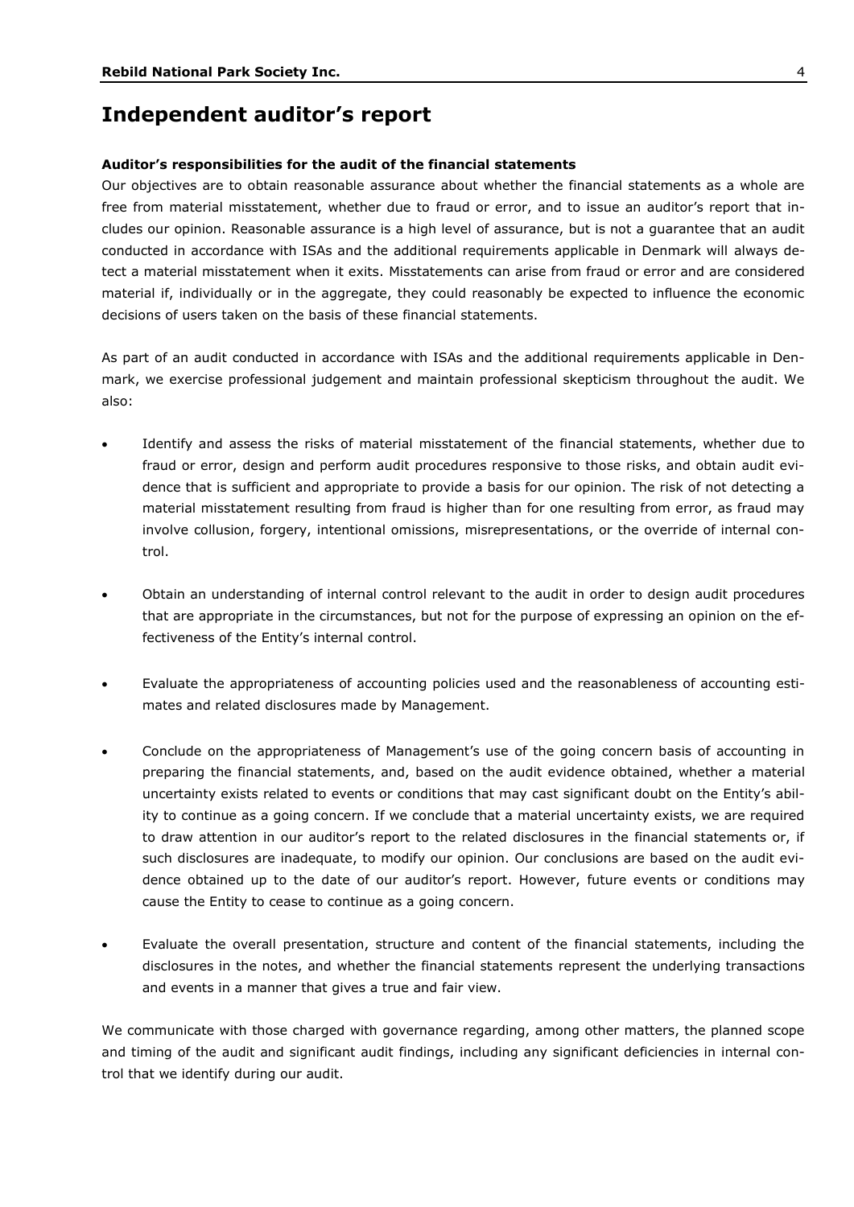# Independent auditor's report

**Auditor's responsibilities for the audit of the financial statements**

Our objectives are to obtain reasonable assurance about whether the financial statements as a whole are free from material misstatement, whether due to fraud or error, and to issue an auditor's report that includes our opinion. Reasonable assurance is a high level of assurance, but is not a guarantee that an audit conducted in accordance with ISAs and the additional requirements applicable in Denmark will always detect a material misstatement when it exits. Misstatements can arise from fraud or error and are considered material if, individually or in the aggregate, they could reasonably be expected to influence the economic decisions of users taken on the basis of these financial statements.

As part of an audit conducted in accordance with ISAs and the additional requirements applicable in Denmark, we exercise professional judgement and maintain professional skepticism throughout the audit. We also:

- Identify and assess the risks of material misstatement of the financial statements, whether due to fraud or error, design and perform audit procedures responsive to those risks, and obtain audit evidence that is sufficient and appropriate to provide a basis for our opinion. The risk of not detecting a material misstatement resulting from fraud is higher than for one resulting from error, as fraud may involve collusion, forgery, intentional omissions, misrepresentations, or the override of internal control.

- Obtain an understanding of internal control relevant to the audit in order to design audit procedures that are appropriate in the circumstances, but not for the purpose of expressing an opinion on the effectiveness of the Entity's internal control.

- Evaluate the appropriateness of accounting policies used and the reasonableness of accounting estimates and related disclosures made by Management.

- Conclude on the appropriateness of Management's use of the going concern basis of accounting in preparing the financial statements, and, based on the audit evidence obtained, whether a material uncertainty exists related to events or conditions that may cast significant doubt on the Entity's ability to continue as a going concern. If we conclude that a material uncertainty exists, we are required to draw attention in our auditor's report to the related disclosures in the financial statements or, if such disclosures are inadequate, to modify our opinion. Our conclusions are based on the audit evidence obtained up to the date of our auditor's report. However, future events or conditions may cause the Entity to cease to continue as a going concern.

- Evaluate the overall presentation, structure and content of the financial statements, including the disclosures in the notes, and whether the financial statements represent the underlying transactions and events in a manner that gives a true and fair view.

We communicate with those charged with governance regarding, among other matters, the planned scope and timing of the audit and significant audit findings, including any significant deficiencies in internal control that we identify during our audit.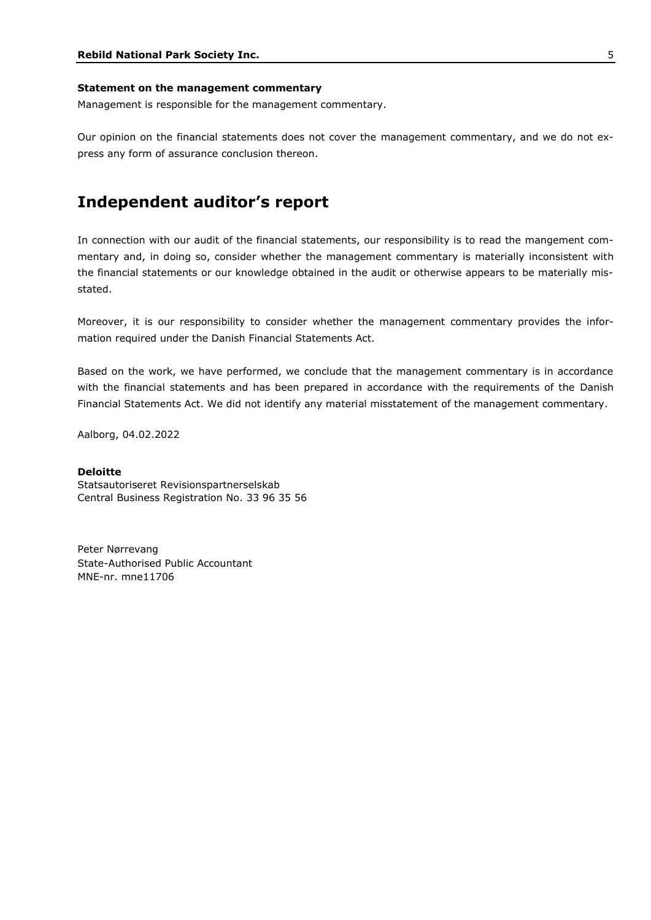**Statement on the management commentary**

Management is responsible for the management commentary.

Our opinion on the financial statements does not cover the management commentary, and we do not express any form of assurance conclusion thereon.

# Independent auditor's report

In connection with our audit of the financial statements, our responsibility is to read the mangement commentary and, in doing so, consider whether the management commentary is materially inconsistent with the financial statements or our knowledge obtained in the audit or otherwise appears to be materially misstated.

Moreover, it is our responsibility to consider whether the management commentary provides the information required under the Danish Financial Statements Act.

Based on the work, we have performed, we conclude that the management commentary is in accordance with the financial statements and has been prepared in accordance with the requirements of the Danish Financial Statements Act. We did not identify any material misstatement of the management commentary.

Aalborg, 04.02.2022

**Deloitte**
Statsautoriseret Revisionspartnerselskab
Central Business Registration No. 33 96 35 56

Peter Nørrevang
State-Authorised Public Accountant
MNE-nr. mne11706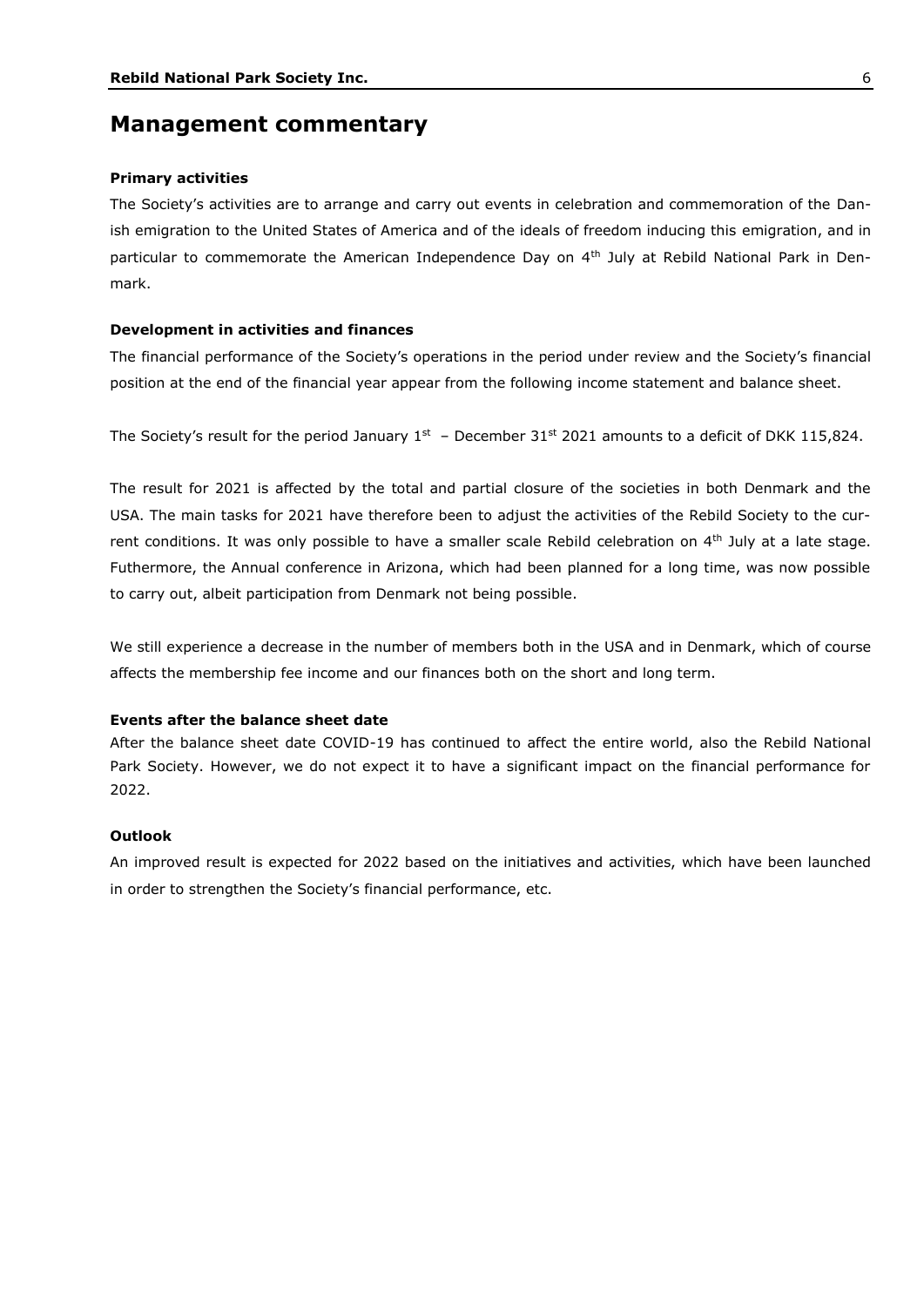# Management commentary

**Primary activities**

The Society's activities are to arrange and carry out events in celebration and commemoration of the Danish emigration to the United States of America and of the ideals of freedom inducing this emigration, and in particular to commemorate the American Independence Day on 4th July at Rebild National Park in Denmark.

**Development in activities and finances**

The financial performance of the Society's operations in the period under review and the Society's financial position at the end of the financial year appear from the following income statement and balance sheet.

The Society's result for the period January 1st – December 31st 2021 amounts to a deficit of DKK 115,824.

The result for 2021 is affected by the total and partial closure of the societies in both Denmark and the USA. The main tasks for 2021 have therefore been to adjust the activities of the Rebild Society to the current conditions. It was only possible to have a smaller scale Rebild celebration on 4th July at a late stage. Futhermore, the Annual conference in Arizona, which had been planned for a long time, was now possible to carry out, albeit participation from Denmark not being possible.

We still experience a decrease in the number of members both in the USA and in Denmark, which of course affects the membership fee income and our finances both on the short and long term.

**Events after the balance sheet date**

After the balance sheet date COVID-19 has continued to affect the entire world, also the Rebild National Park Society. However, we do not expect it to have a significant impact on the financial performance for 2022.

**Outlook**

An improved result is expected for 2022 based on the initiatives and activities, which have been launched in order to strengthen the Society's financial performance, etc.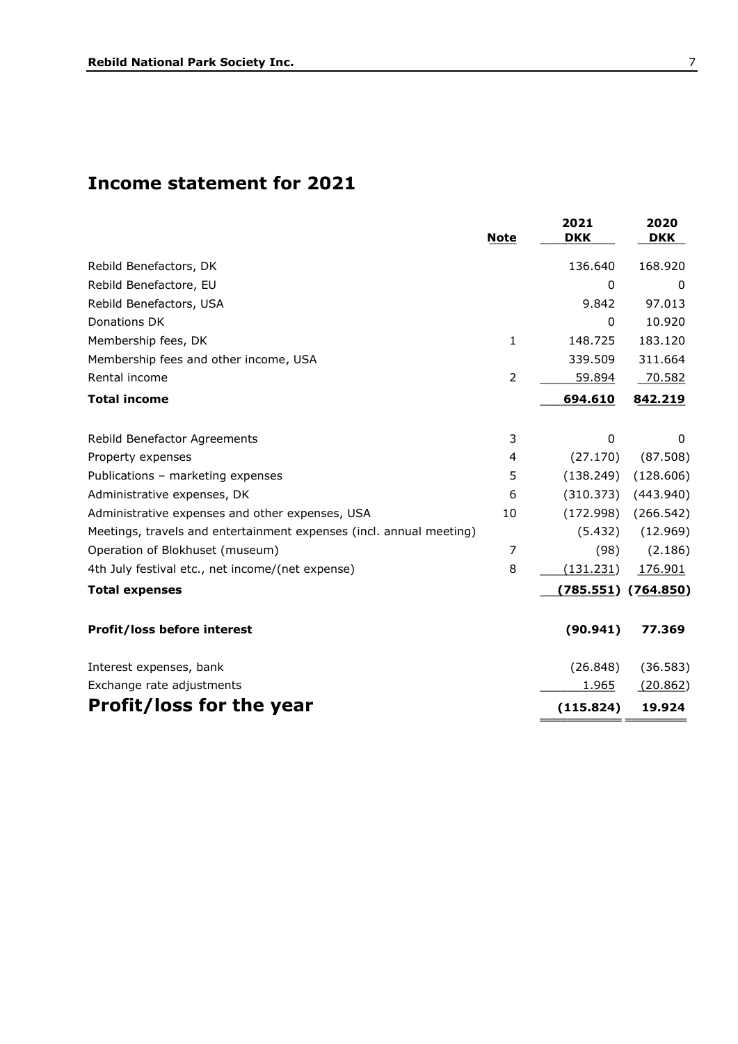# Income statement for 2021

| | Note | 2021 DKK | 2020 DKK |
|---|---|---|---|
| Rebild Benefactors, DK | | 136.640 | 168.920 |
| Rebild Benefactore, EU | | 0 | 0 |
| Rebild Benefactors, USA | | 9.842 | 97.013 |
| Donations DK | | 0 | 10.920 |
| Membership fees, DK | 1 | 148.725 | 183.120 |
| Membership fees and other income, USA | | 339.509 | 311.664 |
| Rental income | 2 | 59.894 | 70.582 |
| **Total income** | | **694.610** | **842.219** |
| | | | |
| Rebild Benefactor Agreements | 3 | 0 | 0 |
| Property expenses | 4 | (27.170) | (87.508) |
| Publications – marketing expenses | 5 | (138.249) | (128.606) |
| Administrative expenses, DK | 6 | (310.373) | (443.940) |
| Administrative expenses and other expenses, USA | 10 | (172.998) | (266.542) |
| Meetings, travels and entertainment expenses (incl. annual meeting) | | (5.432) | (12.969) |
| Operation of Blokhuset (museum) | 7 | (98) | (2.186) |
| 4th July festival etc., net income/(net expense) | 8 | (131.231) | 176.901 |
| **Total expenses** | | **(785.551)** | **(764.850)** |
| | | | |
| **Profit/loss before interest** | | **(90.941)** | **77.369** |
| | | | |
| Interest expenses, bank | | (26.848) | (36.583) |
| Exchange rate adjustments | | 1.965 | (20.862) |
| **Profit/loss for the year** | | **(115.824)** | **19.924** |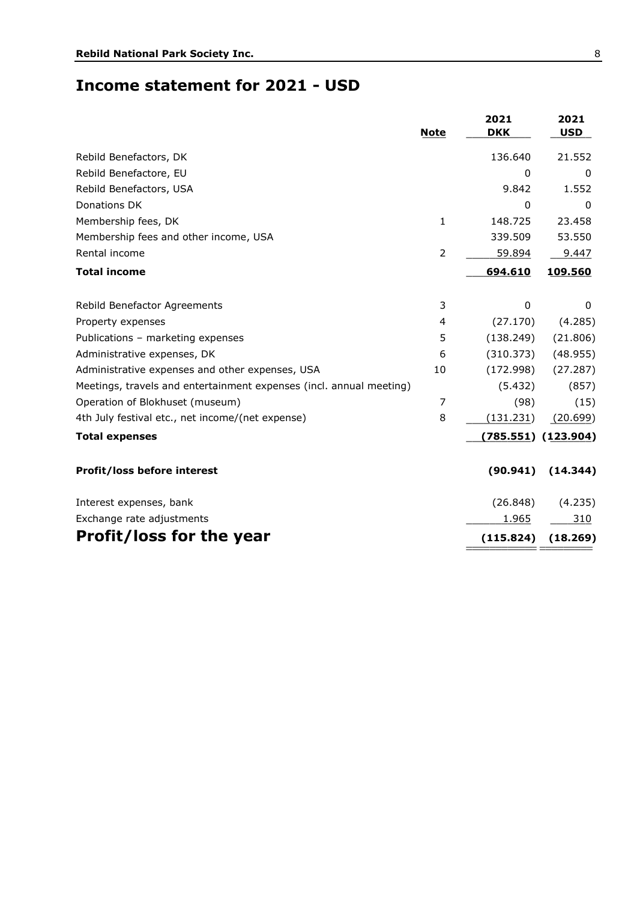# Income statement for 2021 - USD

| | Note | 2021 DKK | 2021 USD |
|---|---|---|---|
| Rebild Benefactors, DK | | 136.640 | 21.552 |
| Rebild Benefactore, EU | | 0 | 0 |
| Rebild Benefactors, USA | | 9.842 | 1.552 |
| Donations DK | | 0 | 0 |
| Membership fees, DK | 1 | 148.725 | 23.458 |
| Membership fees and other income, USA | | 339.509 | 53.550 |
| Rental income | 2 | 59.894 | 9.447 |
| **Total income** | | **694.610** | **109.560** |
| | | | |
| Rebild Benefactor Agreements | 3 | 0 | 0 |
| Property expenses | 4 | (27.170) | (4.285) |
| Publications – marketing expenses | 5 | (138.249) | (21.806) |
| Administrative expenses, DK | 6 | (310.373) | (48.955) |
| Administrative expenses and other expenses, USA | 10 | (172.998) | (27.287) |
| Meetings, travels and entertainment expenses (incl. annual meeting) | | (5.432) | (857) |
| Operation of Blokhuset (museum) | 7 | (98) | (15) |
| 4th July festival etc., net income/(net expense) | 8 | (131.231) | (20.699) |
| **Total expenses** | | **(785.551)** | **(123.904)** |
| | | | |
| **Profit/loss before interest** | | **(90.941)** | **(14.344)** |
| | | | |
| Interest expenses, bank | | (26.848) | (4.235) |
| Exchange rate adjustments | | 1.965 | 310 |
| **Profit/loss for the year** | | **(115.824)** | **(18.269)** |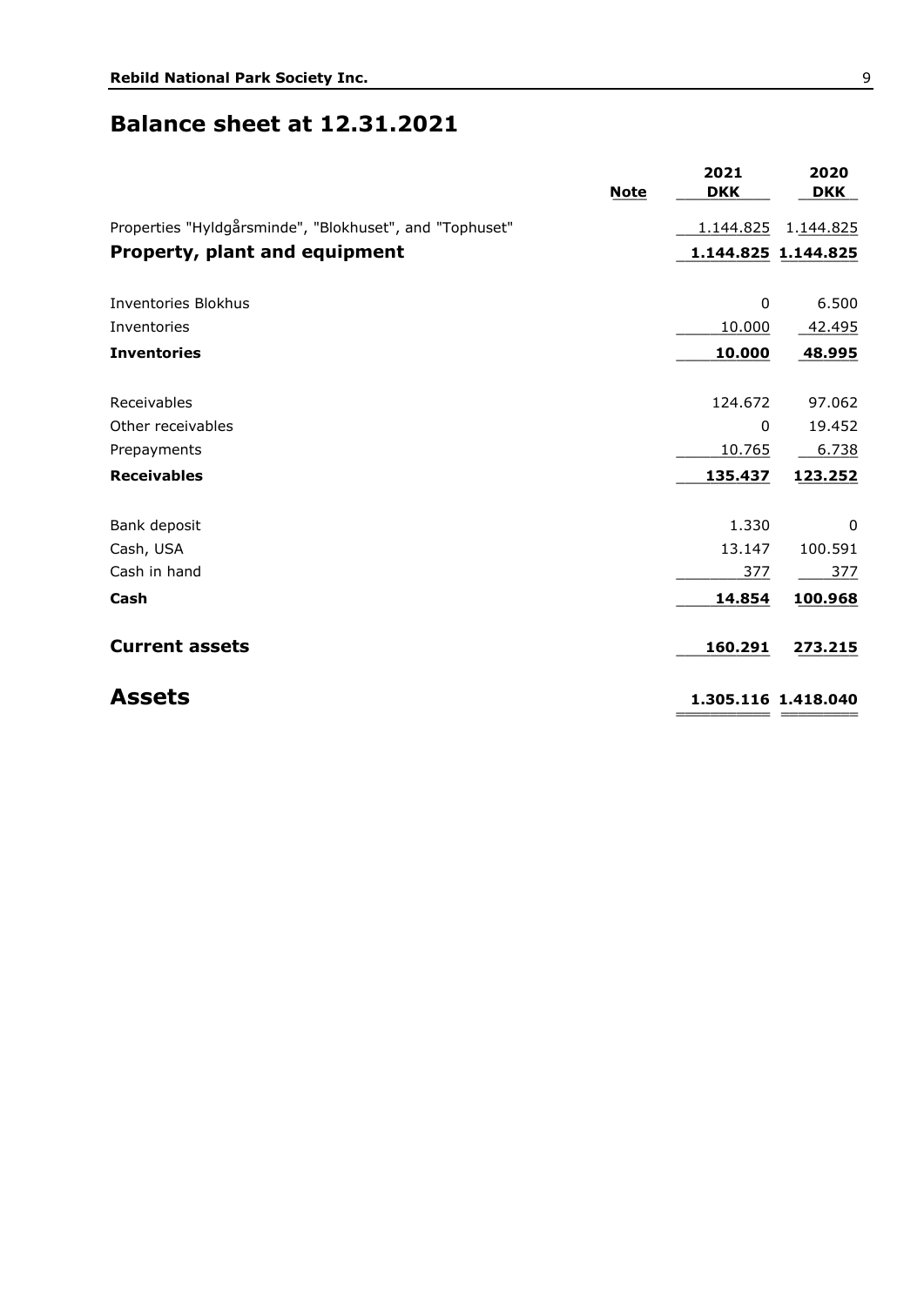# Balance sheet at 12.31.2021

| | Note | 2021 DKK | 2020 DKK |
|---|---|---|---|
| Properties "Hyldgårsminde", "Blokhuset", and "Tophuset" | | 1.144.825 | 1.144.825 |
| **Property, plant and equipment** | | **1.144.825** | **1.144.825** |
| | | | |
| Inventories Blokhus | | 0 | 6.500 |
| Inventories | | 10.000 | 42.495 |
| **Inventories** | | **10.000** | **48.995** |
| | | | |
| Receivables | | 124.672 | 97.062 |
| Other receivables | | 0 | 19.452 |
| Prepayments | | 10.765 | 6.738 |
| **Receivables** | | **135.437** | **123.252** |
| | | | |
| Bank deposit | | 1.330 | 0 |
| Cash, USA | | 13.147 | 100.591 |
| Cash in hand | | 377 | 377 |
| **Cash** | | **14.854** | **100.968** |
| | | | |
| **Current assets** | | **160.291** | **273.215** |
| | | | |
| **Assets** | | **1.305.116** | **1.418.040** |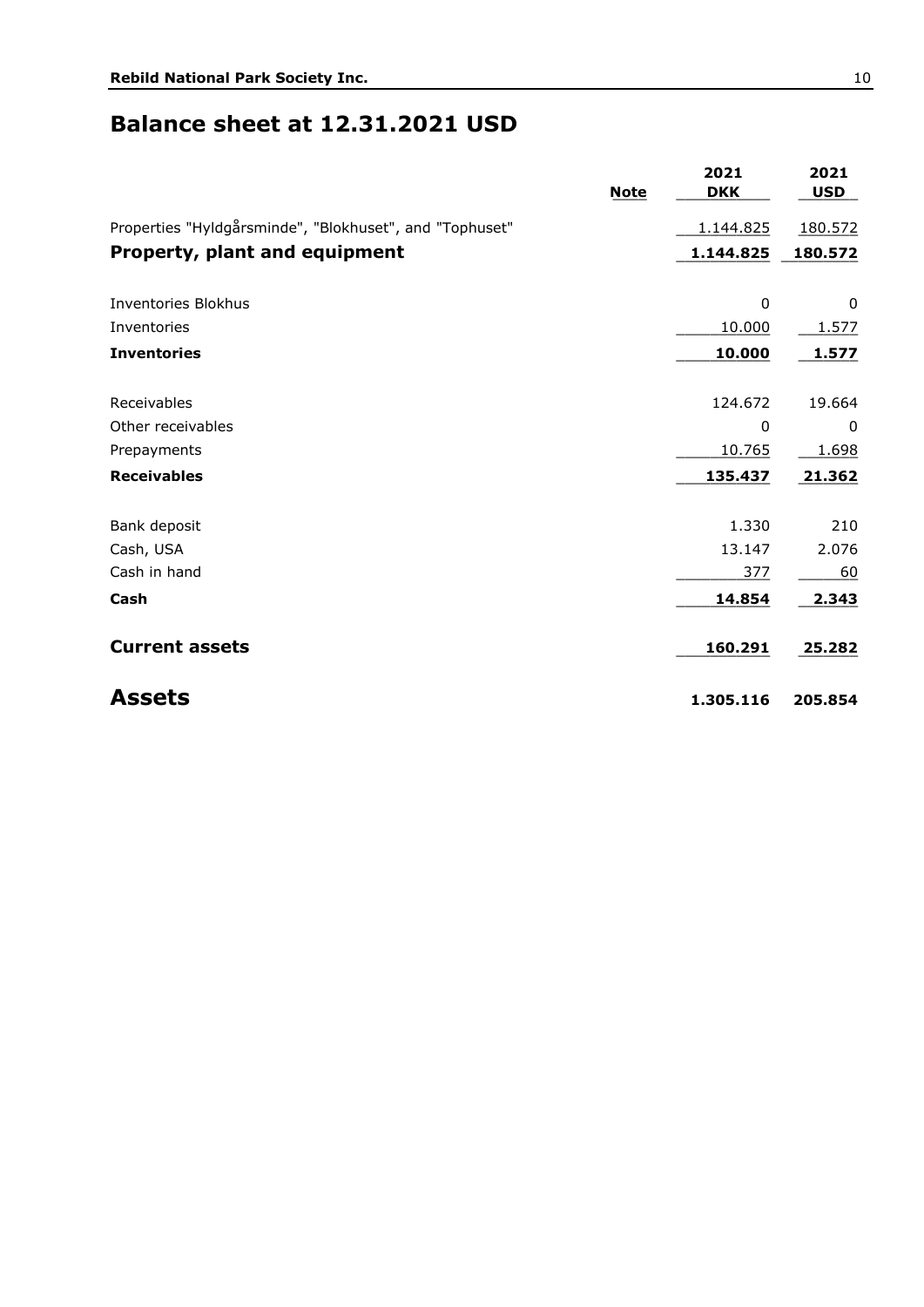# Balance sheet at 12.31.2021 USD

| | Note | 2021 DKK | 2021 USD |
|---|---|---|---|
| Properties "Hyldgårsminde", "Blokhuset", and "Tophuset" | | 1.144.825 | 180.572 |
| **Property, plant and equipment** | | **1.144.825** | **180.572** |
| | | | |
| Inventories Blokhus | | 0 | 0 |
| Inventories | | 10.000 | 1.577 |
| **Inventories** | | **10.000** | **1.577** |
| | | | |
| Receivables | | 124.672 | 19.664 |
| Other receivables | | 0 | 0 |
| Prepayments | | 10.765 | 1.698 |
| **Receivables** | | **135.437** | **21.362** |
| | | | |
| Bank deposit | | 1.330 | 210 |
| Cash, USA | | 13.147 | 2.076 |
| Cash in hand | | 377 | 60 |
| **Cash** | | **14.854** | **2.343** |
| | | | |
| **Current assets** | | **160.291** | **25.282** |
| | | | |
| **Assets** | | **1.305.116** | **205.854** |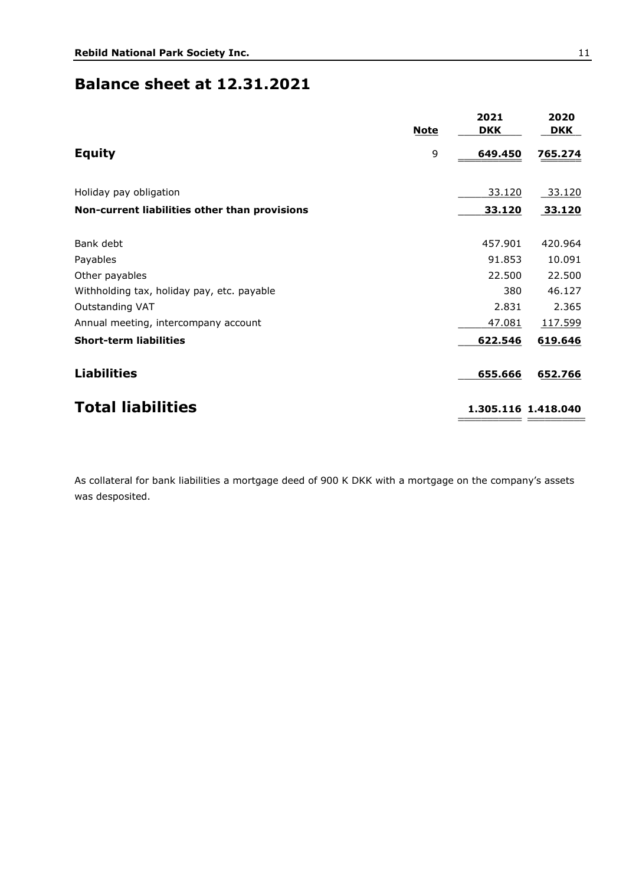# Balance sheet at 12.31.2021

| | Note | 2021 DKK | 2020 DKK |
|---|---|---|---|
| **Equity** | 9 | **649.450** | **765.274** |
| Holiday pay obligation | | 33.120 | 33.120 |
| **Non-current liabilities other than provisions** | | **33.120** | **33.120** |
| Bank debt | | 457.901 | 420.964 |
| Payables | | 91.853 | 10.091 |
| Other payables | | 22.500 | 22.500 |
| Withholding tax, holiday pay, etc. payable | | 380 | 46.127 |
| Outstanding VAT | | 2.831 | 2.365 |
| Annual meeting, intercompany account | | 47.081 | 117.599 |
| **Short-term liabilities** | | **622.546** | **619.646** |
| **Liabilities** | | **655.666** | **652.766** |
| **Total liabilities** | | **1.305.116** | **1.418.040** |

As collateral for bank liabilities a mortgage deed of 900 K DKK with a mortgage on the company's assets was desposited.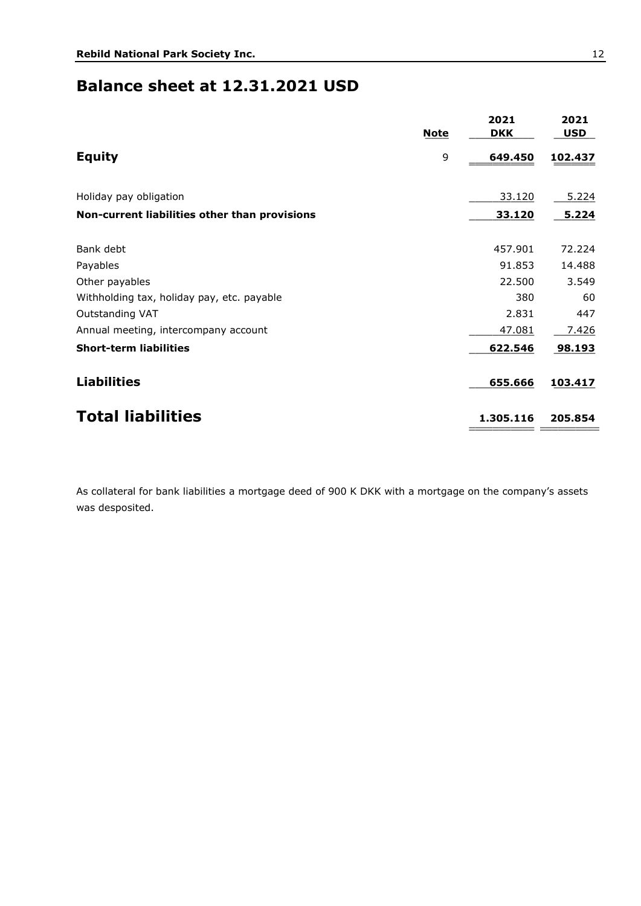# Balance sheet at 12.31.2021 USD

| | Note | 2021 DKK | 2021 USD |
|---|---|---|---|
| **Equity** | 9 | **649.450** | **102.437** |
| Holiday pay obligation | | 33.120 | 5.224 |
| **Non-current liabilities other than provisions** | | **33.120** | **5.224** |
| Bank debt | | 457.901 | 72.224 |
| Payables | | 91.853 | 14.488 |
| Other payables | | 22.500 | 3.549 |
| Withholding tax, holiday pay, etc. payable | | 380 | 60 |
| Outstanding VAT | | 2.831 | 447 |
| Annual meeting, intercompany account | | 47.081 | 7.426 |
| **Short-term liabilities** | | **622.546** | **98.193** |
| **Liabilities** | | **655.666** | **103.417** |
| **Total liabilities** | | **1.305.116** | **205.854** |

As collateral for bank liabilities a mortgage deed of 900 K DKK with a mortgage on the company's assets was desposited.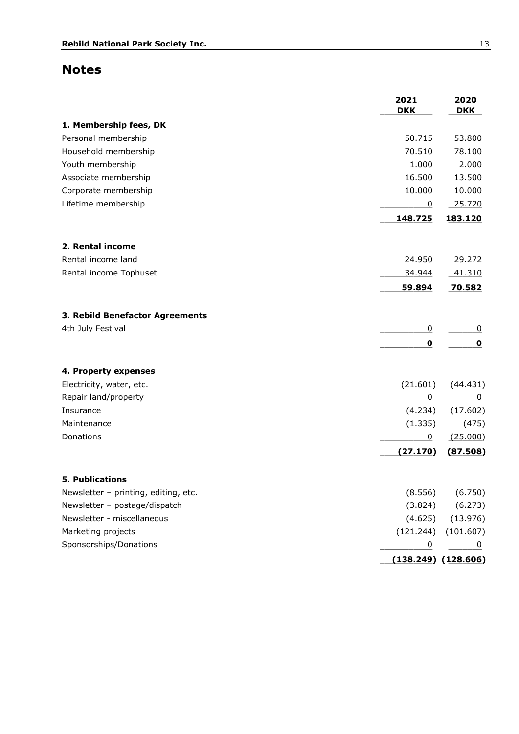## Notes

| | 2021 DKK | 2020 DKK |
|---|---|---|
| **1. Membership fees, DK** | | |
| Personal membership | 50.715 | 53.800 |
| Household membership | 70.510 | 78.100 |
| Youth membership | 1.000 | 2.000 |
| Associate membership | 16.500 | 13.500 |
| Corporate membership | 10.000 | 10.000 |
| Lifetime membership | 0 | 25.720 |
| | **148.725** | **183.120** |
| | | |
| **2. Rental income** | | |
| Rental income land | 24.950 | 29.272 |
| Rental income Tophuset | 34.944 | 41.310 |
| | **59.894** | **70.582** |
| | | |
| **3. Rebild Benefactor Agreements** | | |
| 4th July Festival | 0 | 0 |
| | **0** | **0** |
| | | |
| **4. Property expenses** | | |
| Electricity, water, etc. | (21.601) | (44.431) |
| Repair land/property | 0 | 0 |
| Insurance | (4.234) | (17.602) |
| Maintenance | (1.335) | (475) |
| Donations | 0 | (25.000) |
| | **(27.170)** | **(87.508)** |
| | | |
| **5. Publications** | | |
| Newsletter – printing, editing, etc. | (8.556) | (6.750) |
| Newsletter – postage/dispatch | (3.824) | (6.273) |
| Newsletter - miscellaneous | (4.625) | (13.976) |
| Marketing projects | (121.244) | (101.607) |
| Sponsorships/Donations | 0 | 0 |
| | **(138.249)** | **(128.606)** |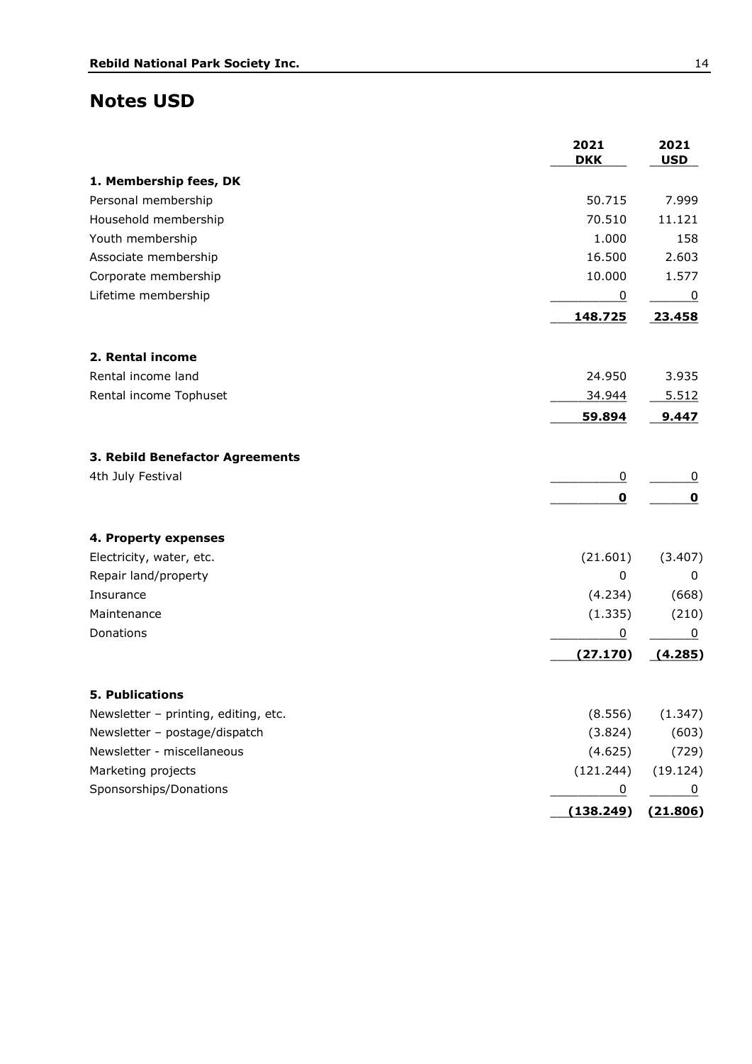# Notes USD

| | 2021 DKK | 2021 USD |
|---|---|---|
| **1. Membership fees, DK** | | |
| Personal membership | 50.715 | 7.999 |
| Household membership | 70.510 | 11.121 |
| Youth membership | 1.000 | 158 |
| Associate membership | 16.500 | 2.603 |
| Corporate membership | 10.000 | 1.577 |
| Lifetime membership | 0 | 0 |
| | **148.725** | **23.458** |
| | | |
| **2. Rental income** | | |
| Rental income land | 24.950 | 3.935 |
| Rental income Tophuset | 34.944 | 5.512 |
| | **59.894** | **9.447** |
| | | |
| **3. Rebild Benefactor Agreements** | | |
| 4th July Festival | 0 | 0 |
| | **0** | **0** |
| | | |
| **4. Property expenses** | | |
| Electricity, water, etc. | (21.601) | (3.407) |
| Repair land/property | 0 | 0 |
| Insurance | (4.234) | (668) |
| Maintenance | (1.335) | (210) |
| Donations | 0 | 0 |
| | **(27.170)** | **(4.285)** |
| | | |
| **5. Publications** | | |
| Newsletter – printing, editing, etc. | (8.556) | (1.347) |
| Newsletter – postage/dispatch | (3.824) | (603) |
| Newsletter - miscellaneous | (4.625) | (729) |
| Marketing projects | (121.244) | (19.124) |
| Sponsorships/Donations | 0 | 0 |
| | **(138.249)** | **(21.806)** |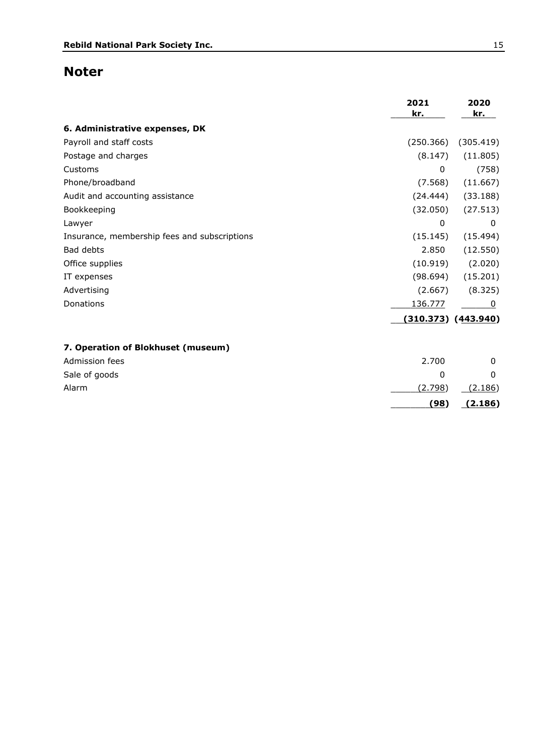# Noter

| | 2021 kr. | 2020 kr. |
|---|---|---|
| **6. Administrative expenses, DK** | | |
| Payroll and staff costs | (250.366) | (305.419) |
| Postage and charges | (8.147) | (11.805) |
| Customs | 0 | (758) |
| Phone/broadband | (7.568) | (11.667) |
| Audit and accounting assistance | (24.444) | (33.188) |
| Bookkeeping | (32.050) | (27.513) |
| Lawyer | 0 | 0 |
| Insurance, membership fees and subscriptions | (15.145) | (15.494) |
| Bad debts | 2.850 | (12.550) |
| Office supplies | (10.919) | (2.020) |
| IT expenses | (98.694) | (15.201) |
| Advertising | (2.667) | (8.325) |
| Donations | 136.777 | 0 |
| | **(310.373)** | **(443.940)** |

| | 2021 kr. | 2020 kr. |
|---|---|---|
| **7. Operation of Blokhuset (museum)** | | |
| Admission fees | 2.700 | 0 |
| Sale of goods | 0 | 0 |
| Alarm | (2.798) | (2.186) |
| | **(98)** | **(2.186)** |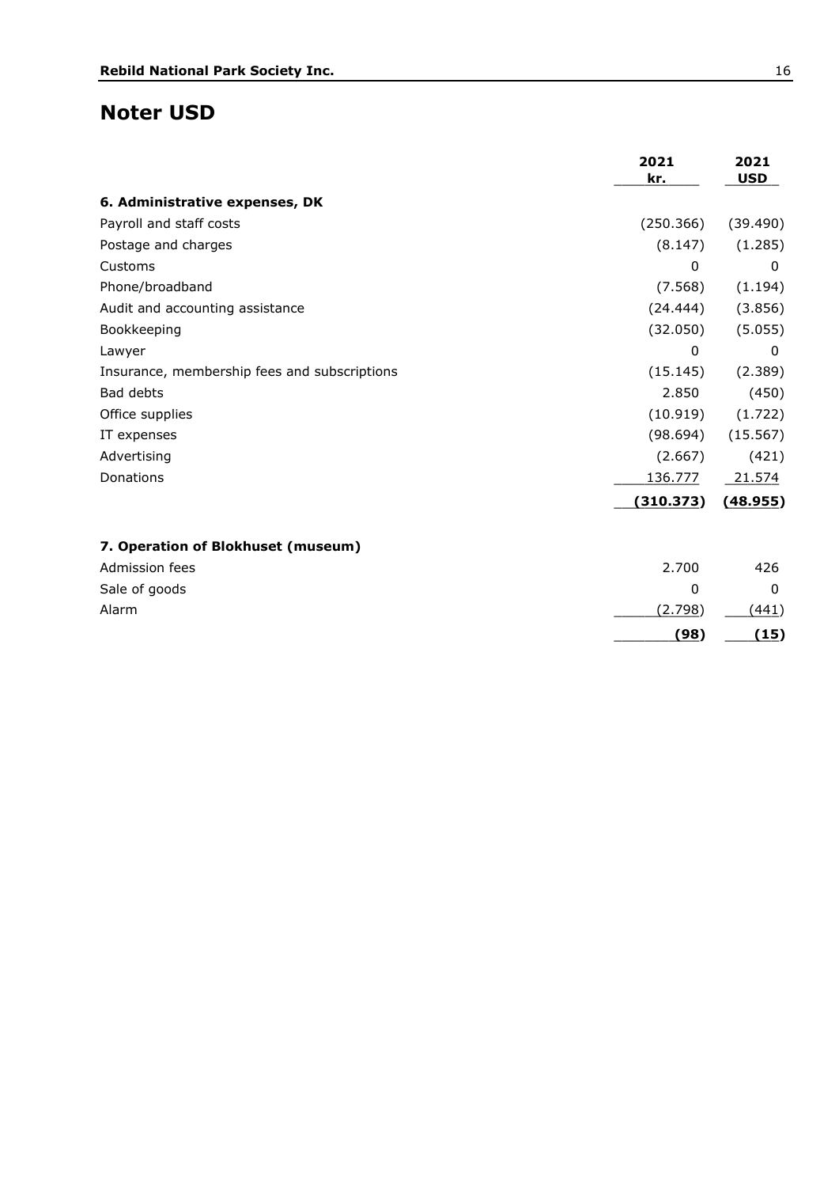# Noter USD

| | 2021 kr. | 2021 USD |
|---|---|---|
| **6. Administrative expenses, DK** | | |
| Payroll and staff costs | (250.366) | (39.490) |
| Postage and charges | (8.147) | (1.285) |
| Customs | 0 | 0 |
| Phone/broadband | (7.568) | (1.194) |
| Audit and accounting assistance | (24.444) | (3.856) |
| Bookkeeping | (32.050) | (5.055) |
| Lawyer | 0 | 0 |
| Insurance, membership fees and subscriptions | (15.145) | (2.389) |
| Bad debts | 2.850 | (450) |
| Office supplies | (10.919) | (1.722) |
| IT expenses | (98.694) | (15.567) |
| Advertising | (2.667) | (421) |
| Donations | 136.777 | 21.574 |
| | **(310.373)** | **(48.955)** |

| | 2021 kr. | 2021 USD |
|---|---|---|
| **7. Operation of Blokhuset (museum)** | | |
| Admission fees | 2.700 | 426 |
| Sale of goods | 0 | 0 |
| Alarm | (2.798) | (441) |
| | **(98)** | **(15)** |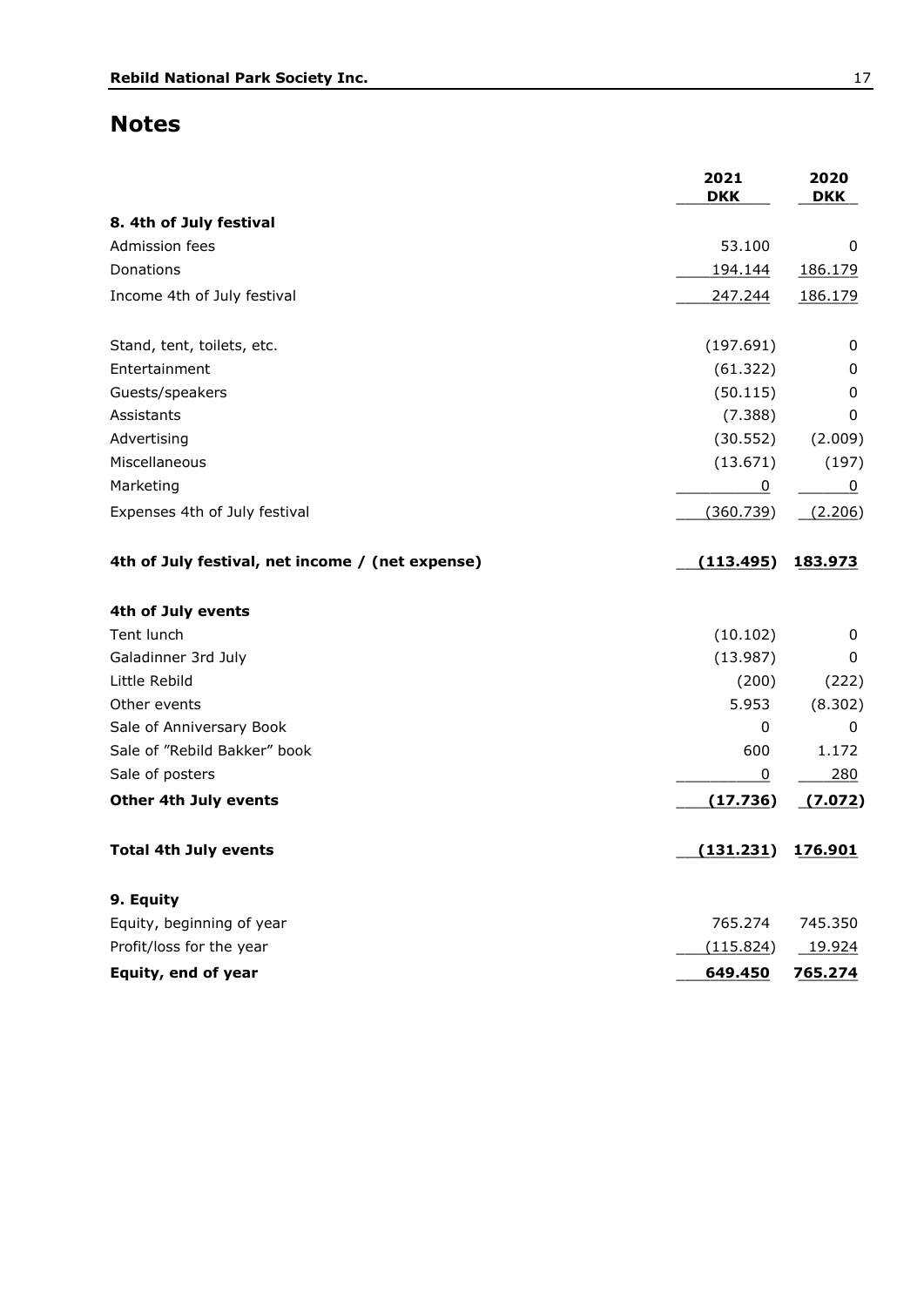## Notes

| | 2021 DKK | 2020 DKK |
|---|---|---|
| **8. 4th of July festival** | | |
| Admission fees | 53.100 | 0 |
| Donations | 194.144 | 186.179 |
| Income 4th of July festival | 247.244 | 186.179 |
| | | |
| Stand, tent, toilets, etc. | (197.691) | 0 |
| Entertainment | (61.322) | 0 |
| Guests/speakers | (50.115) | 0 |
| Assistants | (7.388) | 0 |
| Advertising | (30.552) | (2.009) |
| Miscellaneous | (13.671) | (197) |
| Marketing | 0 | 0 |
| Expenses 4th of July festival | (360.739) | (2.206) |
| | | |
| **4th of July festival, net income / (net expense)** | **(113.495)** | **183.973** |
| | | |
| **4th of July events** | | |
| Tent lunch | (10.102) | 0 |
| Galadinner 3rd July | (13.987) | 0 |
| Little Rebild | (200) | (222) |
| Other events | 5.953 | (8.302) |
| Sale of Anniversary Book | 0 | 0 |
| Sale of "Rebild Bakker" book | 600 | 1.172 |
| Sale of posters | 0 | 280 |
| **Other 4th July events** | **(17.736)** | **(7.072)** |
| | | |
| **Total 4th July events** | **(131.231)** | **176.901** |
| | | |
| **9. Equity** | | |
| Equity, beginning of year | 765.274 | 745.350 |
| Profit/loss for the year | (115.824) | 19.924 |
| **Equity, end of year** | **649.450** | **765.274** |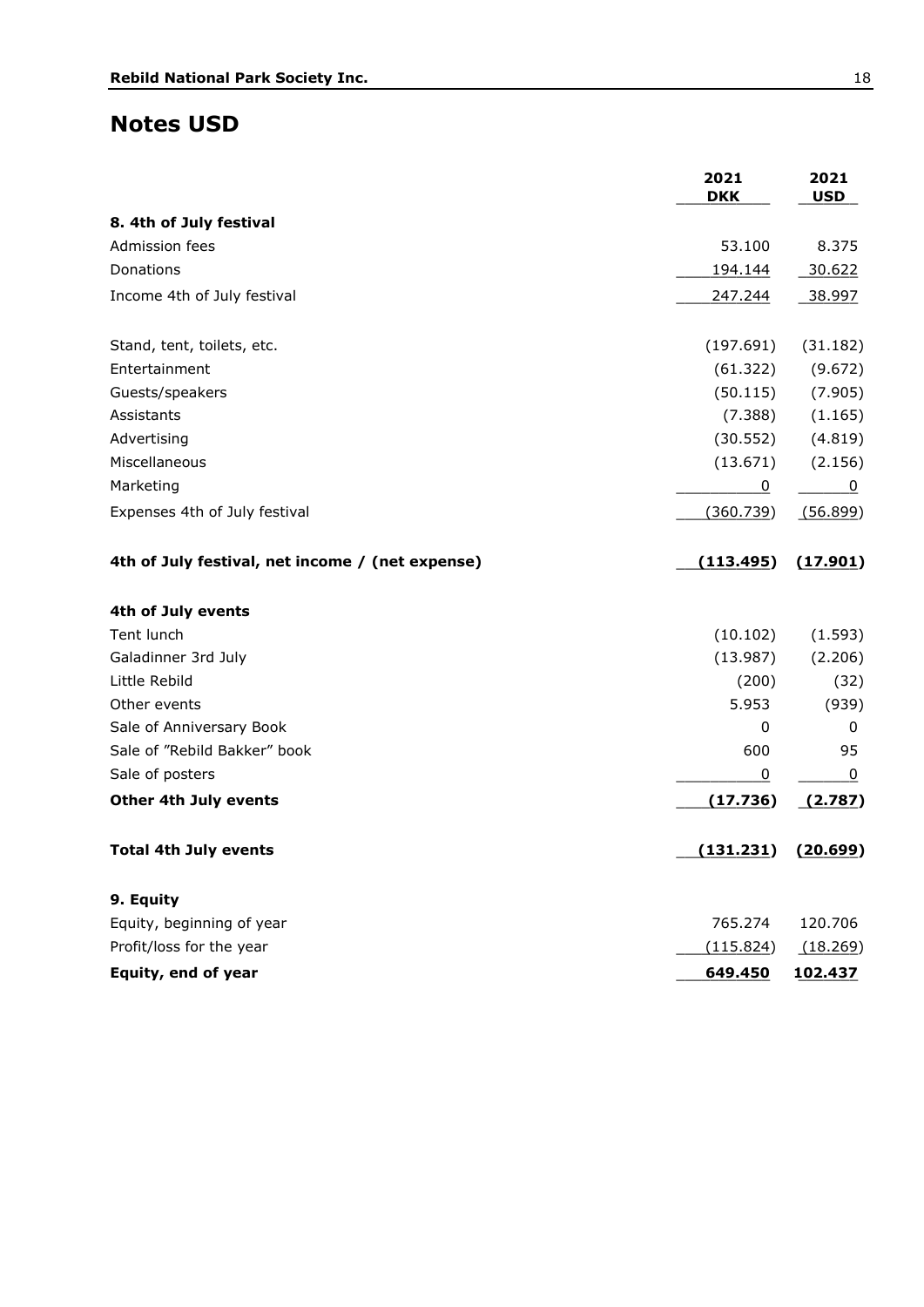## Notes USD

| | 2021 DKK | 2021 USD |
|---|---|---|
| **8. 4th of July festival** | | |
| Admission fees | 53.100 | 8.375 |
| Donations | 194.144 | 30.622 |
| Income 4th of July festival | 247.244 | 38.997 |
| | | |
| Stand, tent, toilets, etc. | (197.691) | (31.182) |
| Entertainment | (61.322) | (9.672) |
| Guests/speakers | (50.115) | (7.905) |
| Assistants | (7.388) | (1.165) |
| Advertising | (30.552) | (4.819) |
| Miscellaneous | (13.671) | (2.156) |
| Marketing | 0 | 0 |
| Expenses 4th of July festival | (360.739) | (56.899) |
| | | |
| **4th of July festival, net income / (net expense)** | **(113.495)** | **(17.901)** |
| | | |
| **4th of July events** | | |
| Tent lunch | (10.102) | (1.593) |
| Galadinner 3rd July | (13.987) | (2.206) |
| Little Rebild | (200) | (32) |
| Other events | 5.953 | (939) |
| Sale of Anniversary Book | 0 | 0 |
| Sale of "Rebild Bakker" book | 600 | 95 |
| Sale of posters | 0 | 0 |
| **Other 4th July events** | **(17.736)** | **(2.787)** |
| | | |
| **Total 4th July events** | **(131.231)** | **(20.699)** |
| | | |
| **9. Equity** | | |
| Equity, beginning of year | 765.274 | 120.706 |
| Profit/loss for the year | (115.824) | (18.269) |
| **Equity, end of year** | **649.450** | **102.437** |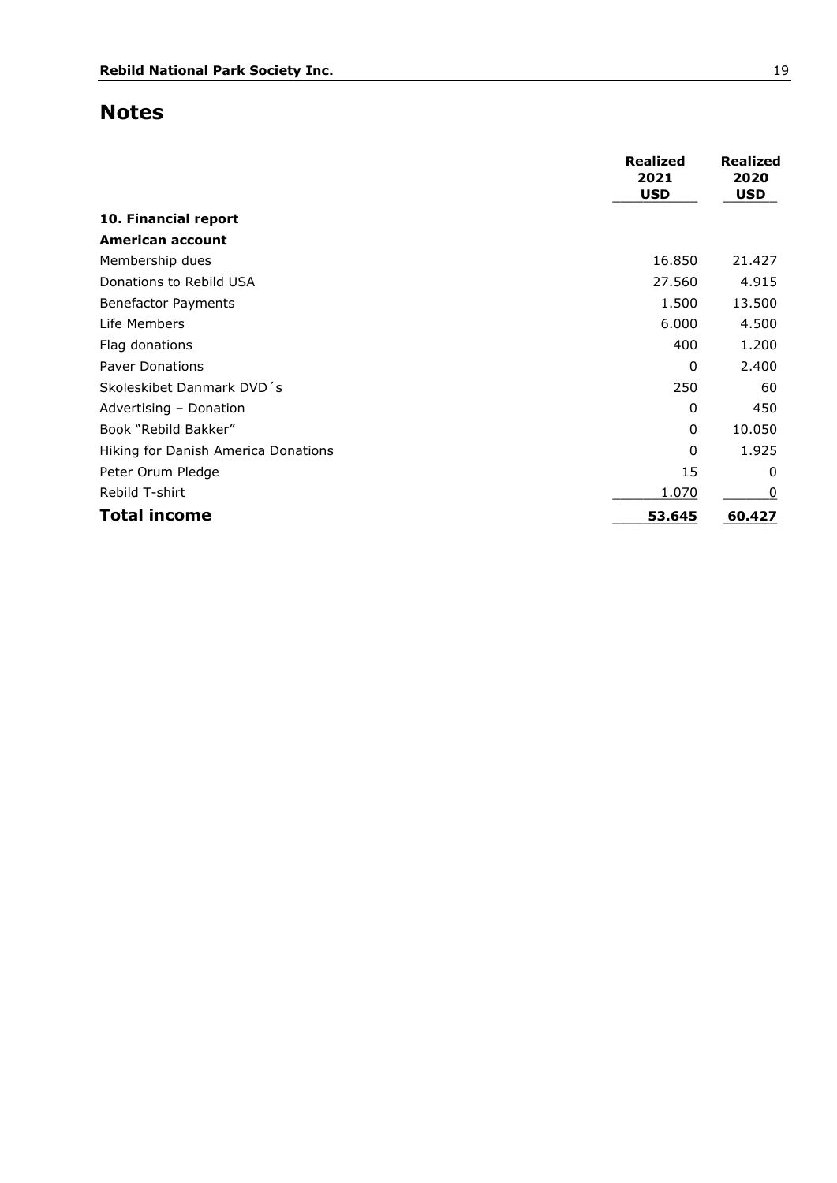# Notes

| | Realized 2021 USD | Realized 2020 USD |
|---|---|---|
| **10. Financial report** | | |
| **American account** | | |
| Membership dues | 16.850 | 21.427 |
| Donations to Rebild USA | 27.560 | 4.915 |
| Benefactor Payments | 1.500 | 13.500 |
| Life Members | 6.000 | 4.500 |
| Flag donations | 400 | 1.200 |
| Paver Donations | 0 | 2.400 |
| Skoleskibet Danmark DVD´s | 250 | 60 |
| Advertising – Donation | 0 | 450 |
| Book "Rebild Bakker" | 0 | 10.050 |
| Hiking for Danish America Donations | 0 | 1.925 |
| Peter Orum Pledge | 15 | 0 |
| Rebild T-shirt | 1.070 | 0 |
| **Total income** | **53.645** | **60.427** |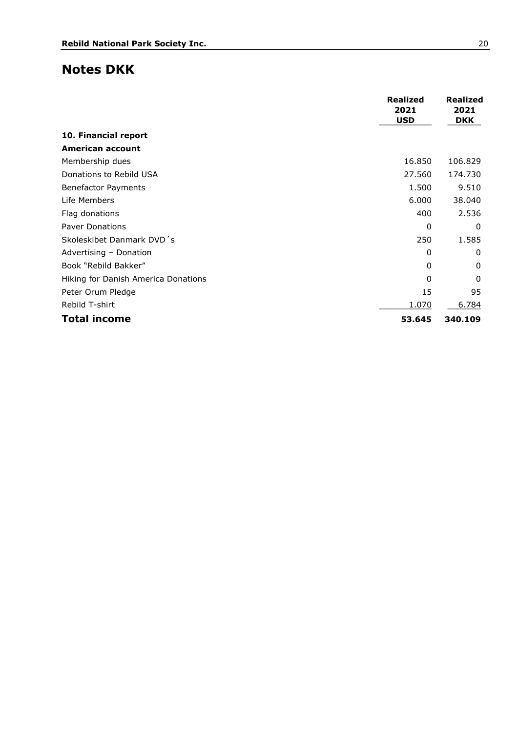# Notes DKK

| | Realized 2021 USD | Realized 2021 DKK |
|---|---|---|
| **10. Financial report** | | |
| **American account** | | |
| Membership dues | 16.850 | 106.829 |
| Donations to Rebild USA | 27.560 | 174.730 |
| Benefactor Payments | 1.500 | 9.510 |
| Life Members | 6.000 | 38.040 |
| Flag donations | 400 | 2.536 |
| Paver Donations | 0 | 0 |
| Skoleskibet Danmark DVD´s | 250 | 1.585 |
| Advertising – Donation | 0 | 0 |
| Book "Rebild Bakker" | 0 | 0 |
| Hiking for Danish America Donations | 0 | 0 |
| Peter Orum Pledge | 15 | 95 |
| Rebild T-shirt | 1.070 | 6.784 |
| **Total income** | **53.645** | **340.109** |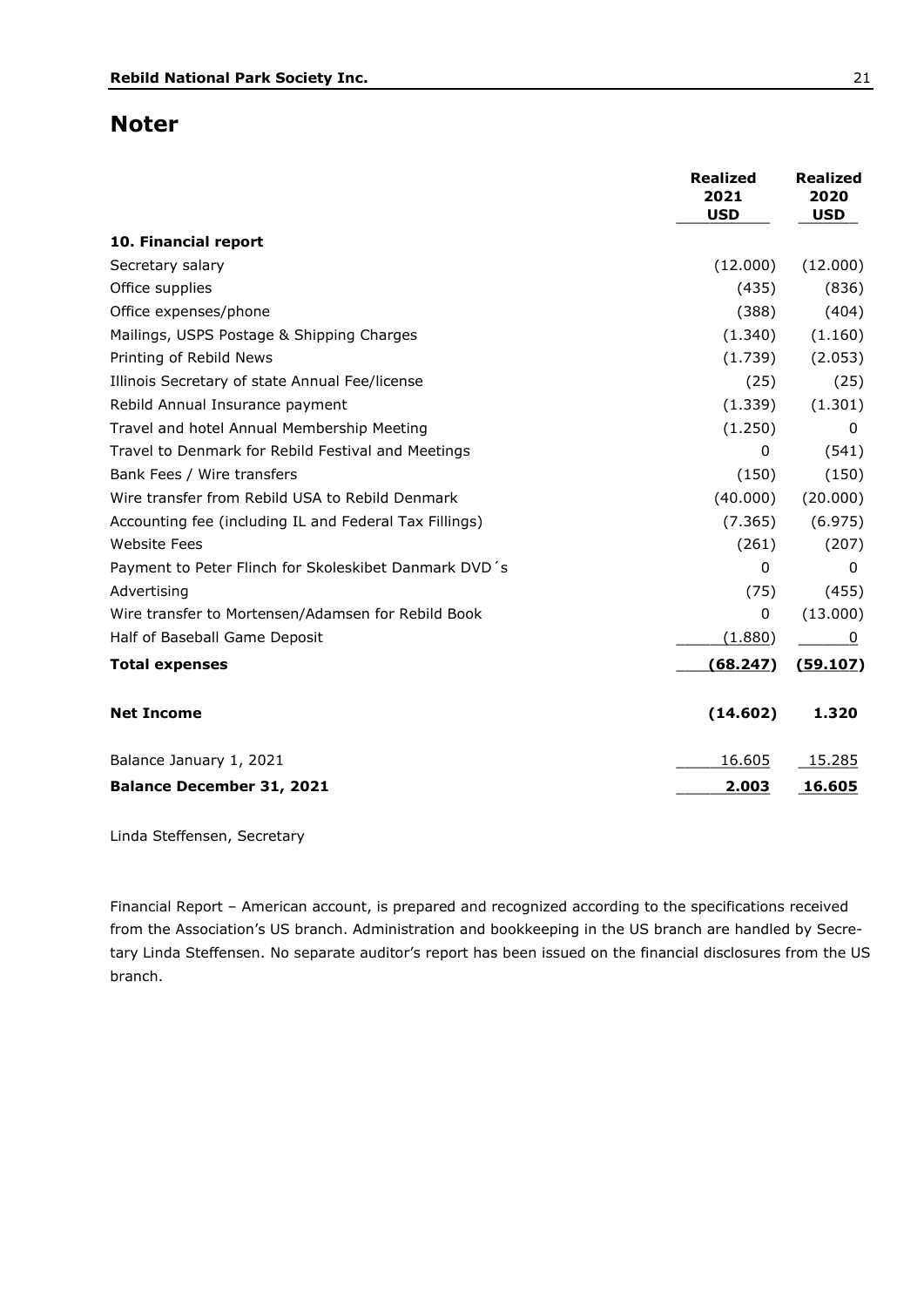# Noter

| | Realized 2021 USD | Realized 2020 USD |
|---|---|---|
| **10. Financial report** | | |
| Secretary salary | (12.000) | (12.000) |
| Office supplies | (435) | (836) |
| Office expenses/phone | (388) | (404) |
| Mailings, USPS Postage & Shipping Charges | (1.340) | (1.160) |
| Printing of Rebild News | (1.739) | (2.053) |
| Illinois Secretary of state Annual Fee/license | (25) | (25) |
| Rebild Annual Insurance payment | (1.339) | (1.301) |
| Travel and hotel Annual Membership Meeting | (1.250) | 0 |
| Travel to Denmark for Rebild Festival and Meetings | 0 | (541) |
| Bank Fees / Wire transfers | (150) | (150) |
| Wire transfer from Rebild USA to Rebild Denmark | (40.000) | (20.000) |
| Accounting fee (including IL and Federal Tax Fillings) | (7.365) | (6.975) |
| Website Fees | (261) | (207) |
| Payment to Peter Flinch for Skoleskibet Danmark DVD´s | 0 | 0 |
| Advertising | (75) | (455) |
| Wire transfer to Mortensen/Adamsen for Rebild Book | 0 | (13.000) |
| Half of Baseball Game Deposit | (1.880) | 0 |
| **Total expenses** | **(68.247)** | **(59.107)** |
| **Net Income** | **(14.602)** | **1.320** |
| Balance January 1, 2021 | 16.605 | 15.285 |
| **Balance December 31, 2021** | **2.003** | **16.605** |

Linda Steffensen, Secretary

Financial Report – American account, is prepared and recognized according to the specifications received from the Association's US branch. Administration and bookkeeping in the US branch are handled by Secretary Linda Steffensen. No separate auditor's report has been issued on the financial disclosures from the US branch.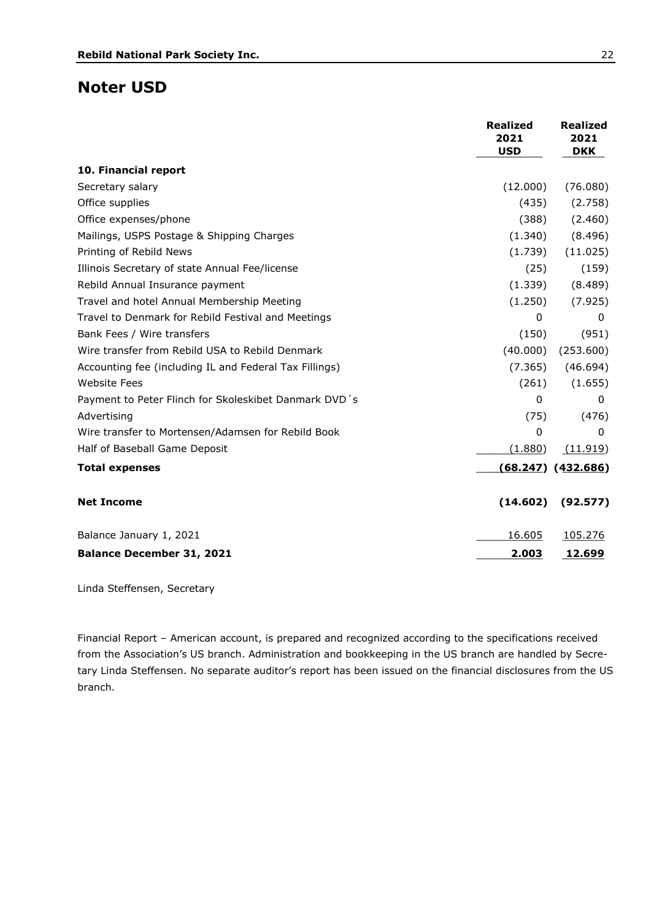# Noter USD

| | Realized 2021 USD | Realized 2021 DKK |
|---|---|---|
| **10. Financial report** | | |
| Secretary salary | (12.000) | (76.080) |
| Office supplies | (435) | (2.758) |
| Office expenses/phone | (388) | (2.460) |
| Mailings, USPS Postage & Shipping Charges | (1.340) | (8.496) |
| Printing of Rebild News | (1.739) | (11.025) |
| Illinois Secretary of state Annual Fee/license | (25) | (159) |
| Rebild Annual Insurance payment | (1.339) | (8.489) |
| Travel and hotel Annual Membership Meeting | (1.250) | (7.925) |
| Travel to Denmark for Rebild Festival and Meetings | 0 | 0 |
| Bank Fees / Wire transfers | (150) | (951) |
| Wire transfer from Rebild USA to Rebild Denmark | (40.000) | (253.600) |
| Accounting fee (including IL and Federal Tax Fillings) | (7.365) | (46.694) |
| Website Fees | (261) | (1.655) |
| Payment to Peter Flinch for Skoleskibet Danmark DVD´s | 0 | 0 |
| Advertising | (75) | (476) |
| Wire transfer to Mortensen/Adamsen for Rebild Book | 0 | 0 |
| Half of Baseball Game Deposit | (1.880) | (11.919) |
| **Total expenses** | **(68.247)** | **(432.686)** |
| **Net Income** | **(14.602)** | **(92.577)** |
| Balance January 1, 2021 | 16.605 | 105.276 |
| **Balance December 31, 2021** | **2.003** | **12.699** |

Linda Steffensen, Secretary

Financial Report – American account, is prepared and recognized according to the specifications received from the Association's US branch. Administration and bookkeeping in the US branch are handled by Secretary Linda Steffensen. No separate auditor's report has been issued on the financial disclosures from the US branch.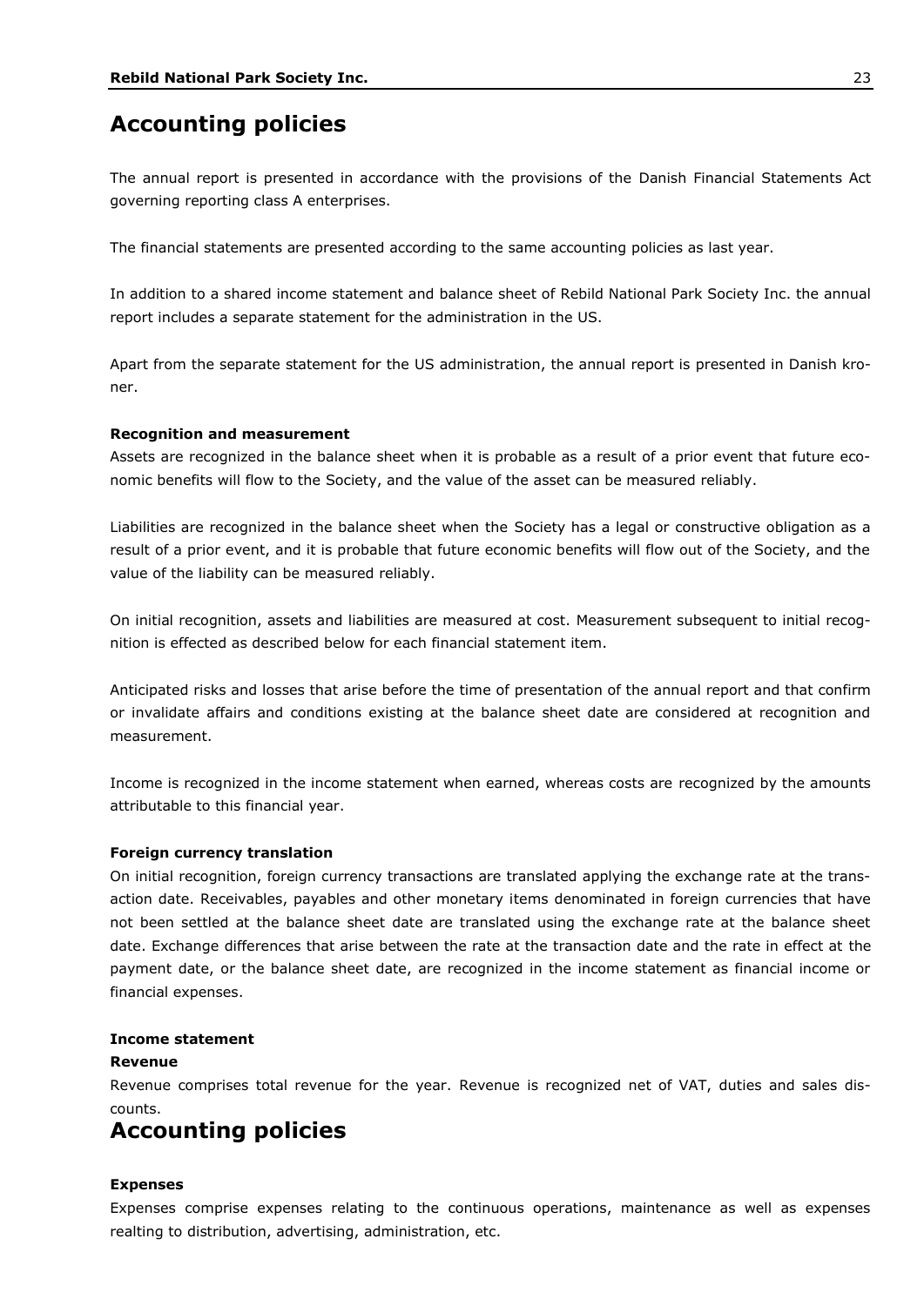# Accounting policies

The annual report is presented in accordance with the provisions of the Danish Financial Statements Act governing reporting class A enterprises.

The financial statements are presented according to the same accounting policies as last year.

In addition to a shared income statement and balance sheet of Rebild National Park Society Inc. the annual report includes a separate statement for the administration in the US.

Apart from the separate statement for the US administration, the annual report is presented in Danish kroner.

#### Recognition and measurement

Assets are recognized in the balance sheet when it is probable as a result of a prior event that future economic benefits will flow to the Society, and the value of the asset can be measured reliably.

Liabilities are recognized in the balance sheet when the Society has a legal or constructive obligation as a result of a prior event, and it is probable that future economic benefits will flow out of the Society, and the value of the liability can be measured reliably.

On initial recognition, assets and liabilities are measured at cost. Measurement subsequent to initial recognition is effected as described below for each financial statement item.

Anticipated risks and losses that arise before the time of presentation of the annual report and that confirm or invalidate affairs and conditions existing at the balance sheet date are considered at recognition and measurement.

Income is recognized in the income statement when earned, whereas costs are recognized by the amounts attributable to this financial year.

#### Foreign currency translation

On initial recognition, foreign currency transactions are translated applying the exchange rate at the transaction date. Receivables, payables and other monetary items denominated in foreign currencies that have not been settled at the balance sheet date are translated using the exchange rate at the balance sheet date. Exchange differences that arise between the rate at the transaction date and the rate in effect at the payment date, or the balance sheet date, are recognized in the income statement as financial income or financial expenses.

#### Income statement

#### Revenue

Revenue comprises total revenue for the year. Revenue is recognized net of VAT, duties and sales discounts.

# Accounting policies

#### Expenses

Expenses comprise expenses relating to the continuous operations, maintenance as well as expenses realting to distribution, advertising, administration, etc.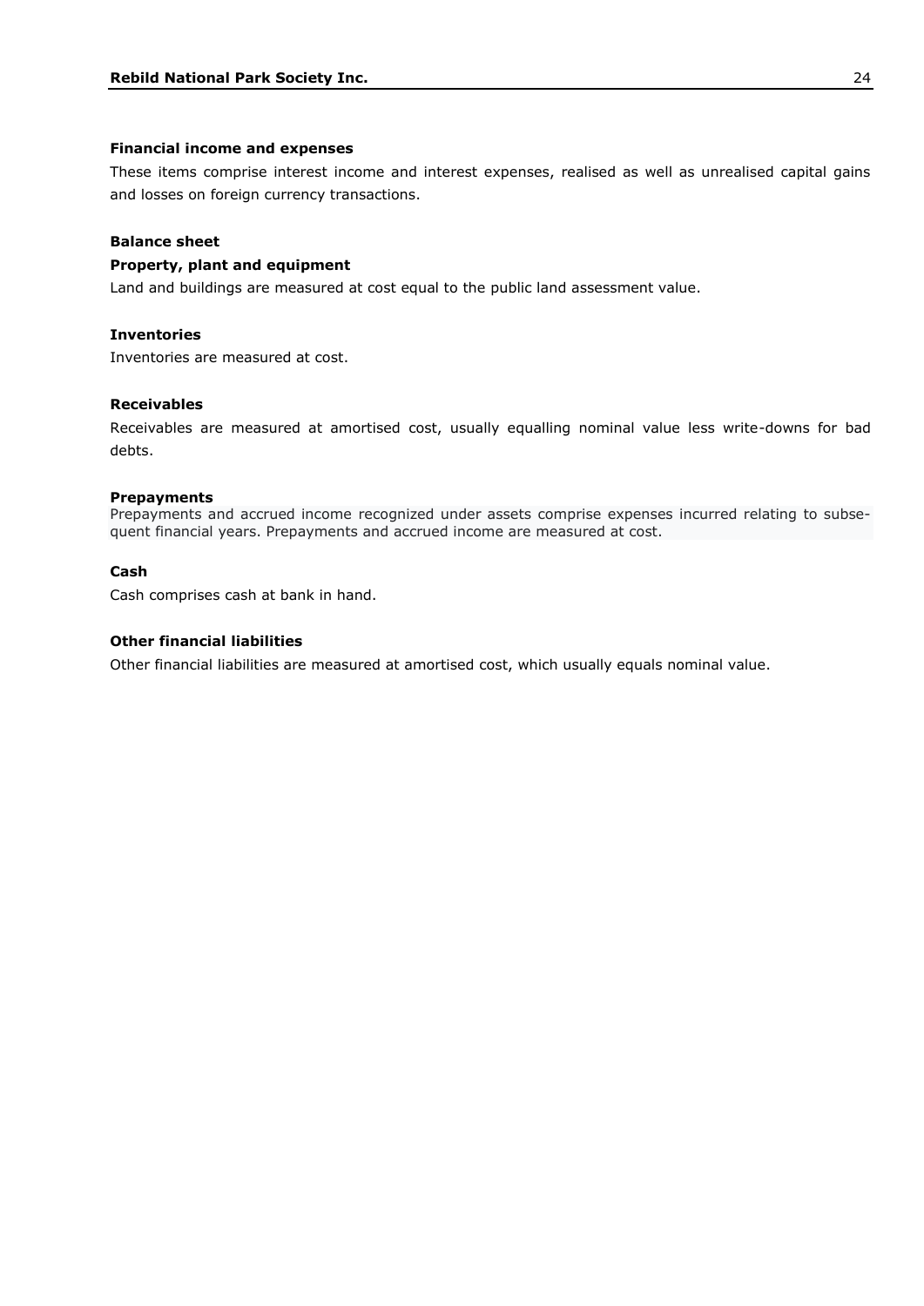#### Financial income and expenses

These items comprise interest income and interest expenses, realised as well as unrealised capital gains and losses on foreign currency transactions.

#### Balance sheet

#### Property, plant and equipment

Land and buildings are measured at cost equal to the public land assessment value.

#### Inventories

Inventories are measured at cost.

#### Receivables

Receivables are measured at amortised cost, usually equalling nominal value less write-downs for bad debts.

#### Prepayments

Prepayments and accrued income recognized under assets comprise expenses incurred relating to subsequent financial years. Prepayments and accrued income are measured at cost.

#### Cash

Cash comprises cash at bank in hand.

#### Other financial liabilities

Other financial liabilities are measured at amortised cost, which usually equals nominal value.